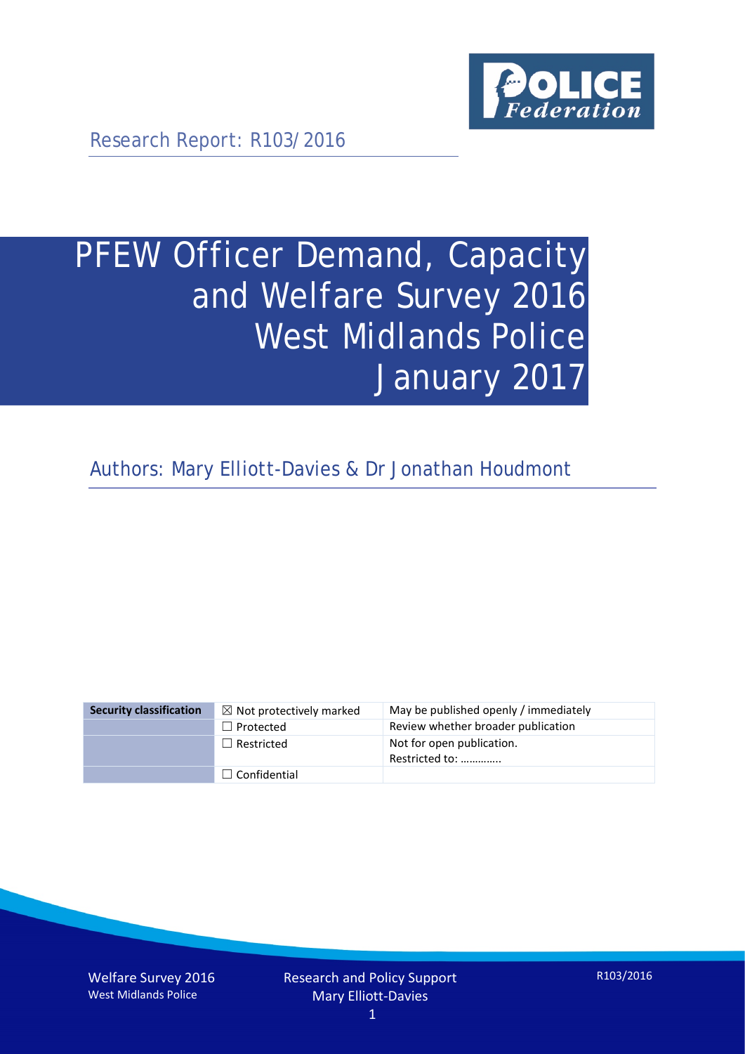Research Report: R103/2016

# PFEW Officer Demand, Capacity and Welfare Survey 2016 West Midlands Police January 2017

Authors: Mary Elliott-Davies & Dr Jonathan Houdmont

| Security classification | ☒ Not protectively marked | May be published openly / immediately |
| --- | --- | --- |
| | ☐ Protected | Review whether broader publication |
| | ☐ Restricted | Not for open publication. Restricted to: ………….. |
| | ☐ Confidential | |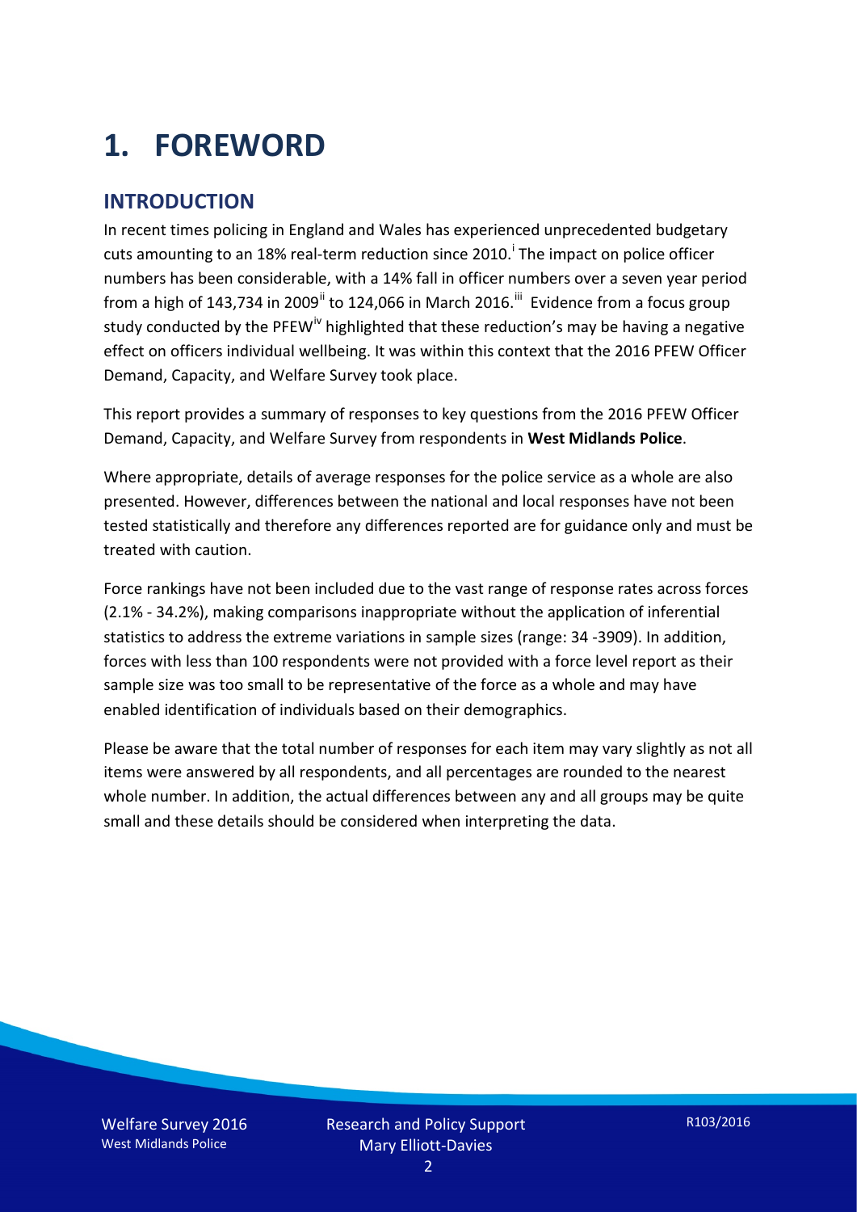# 1. FOREWORD

## INTRODUCTION

In recent times policing in England and Wales has experienced unprecedented budgetary cuts amounting to an 18% real-term reduction since 2010.[i] The impact on police officer numbers has been considerable, with a 14% fall in officer numbers over a seven year period from a high of 143,734 in 2009[ii] to 124,066 in March 2016.[iii] Evidence from a focus group study conducted by the PFEW[iv] highlighted that these reduction's may be having a negative effect on officers individual wellbeing. It was within this context that the 2016 PFEW Officer Demand, Capacity, and Welfare Survey took place.

This report provides a summary of responses to key questions from the 2016 PFEW Officer Demand, Capacity, and Welfare Survey from respondents in **West Midlands Police**.

Where appropriate, details of average responses for the police service as a whole are also presented. However, differences between the national and local responses have not been tested statistically and therefore any differences reported are for guidance only and must be treated with caution.

Force rankings have not been included due to the vast range of response rates across forces (2.1% - 34.2%), making comparisons inappropriate without the application of inferential statistics to address the extreme variations in sample sizes (range: 34 -3909). In addition, forces with less than 100 respondents were not provided with a force level report as their sample size was too small to be representative of the force as a whole and may have enabled identification of individuals based on their demographics.

Please be aware that the total number of responses for each item may vary slightly as not all items were answered by all respondents, and all percentages are rounded to the nearest whole number. In addition, the actual differences between any and all groups may be quite small and these details should be considered when interpreting the data.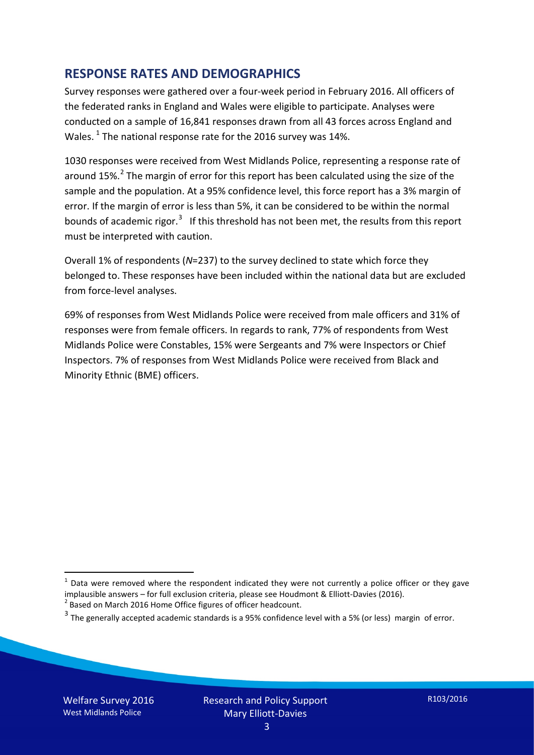## RESPONSE RATES AND DEMOGRAPHICS

Survey responses were gathered over a four-week period in February 2016. All officers of the federated ranks in England and Wales were eligible to participate. Analyses were conducted on a sample of 16,841 responses drawn from all 43 forces across England and Wales. [1] The national response rate for the 2016 survey was 14%.

1030 responses were received from West Midlands Police, representing a response rate of around 15%.[2] The margin of error for this report has been calculated using the size of the sample and the population. At a 95% confidence level, this force report has a 3% margin of error. If the margin of error is less than 5%, it can be considered to be within the normal bounds of academic rigor.[3] If this threshold has not been met, the results from this report must be interpreted with caution.

Overall 1% of respondents (*N*=237) to the survey declined to state which force they belonged to. These responses have been included within the national data but are excluded from force-level analyses.

69% of responses from West Midlands Police were received from male officers and 31% of responses were from female officers. In regards to rank, 77% of respondents from West Midlands Police were Constables, 15% were Sergeants and 7% were Inspectors or Chief Inspectors. 7% of responses from West Midlands Police were received from Black and Minority Ethnic (BME) officers.

---

[1] Data were removed where the respondent indicated they were not currently a police officer or they gave implausible answers – for full exclusion criteria, please see Houdmont & Elliott-Davies (2016).

[2] Based on March 2016 Home Office figures of officer headcount.

[3] The generally accepted academic standards is a 95% confidence level with a 5% (or less) margin of error.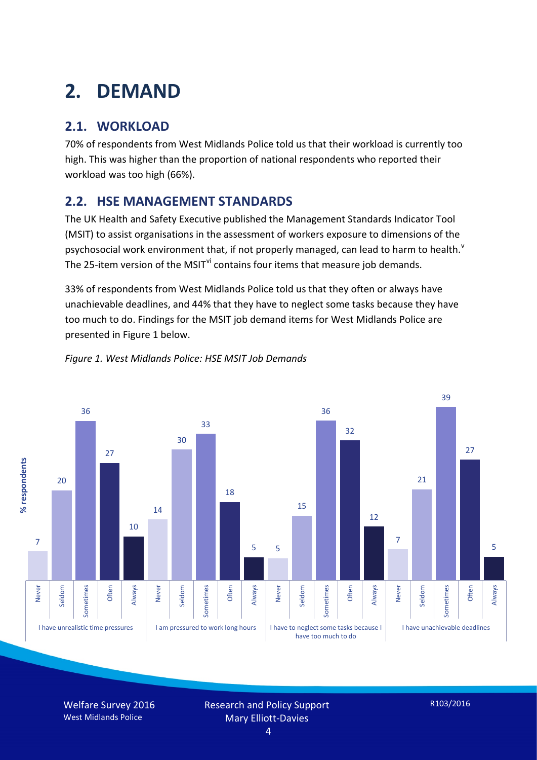# 2. DEMAND

## 2.1. WORKLOAD

70% of respondents from West Midlands Police told us that their workload is currently too high. This was higher than the proportion of national respondents who reported their workload was too high (66%).

## 2.2. HSE MANAGEMENT STANDARDS

The UK Health and Safety Executive published the Management Standards Indicator Tool (MSIT) to assist organisations in the assessment of workers exposure to dimensions of the psychosocial work environment that, if not properly managed, can lead to harm to health.[v] The 25-item version of the MSIT[vi] contains four items that measure job demands.

33% of respondents from West Midlands Police told us that they often or always have unachievable deadlines, and 44% that they have to neglect some tasks because they have too much to do. Findings for the MSIT job demand items for West Midlands Police are presented in Figure 1 below.

*Figure 1. West Midlands Police: HSE MSIT Job Demands*

| % respondents | Never | Seldom | Sometimes | Often | Always |
|---|---|---|---|---|---|
| I have unrealistic time pressures | 7 | 20 | 36 | 27 | 10 |
| I am pressured to work long hours | 14 | 30 | 33 | 18 | 5 |
| I have to neglect some tasks because I have too much to do | 5 | 15 | 36 | 32 | 12 |
| I have unachievable deadlines | 7 | 21 | 39 | 27 | 5 |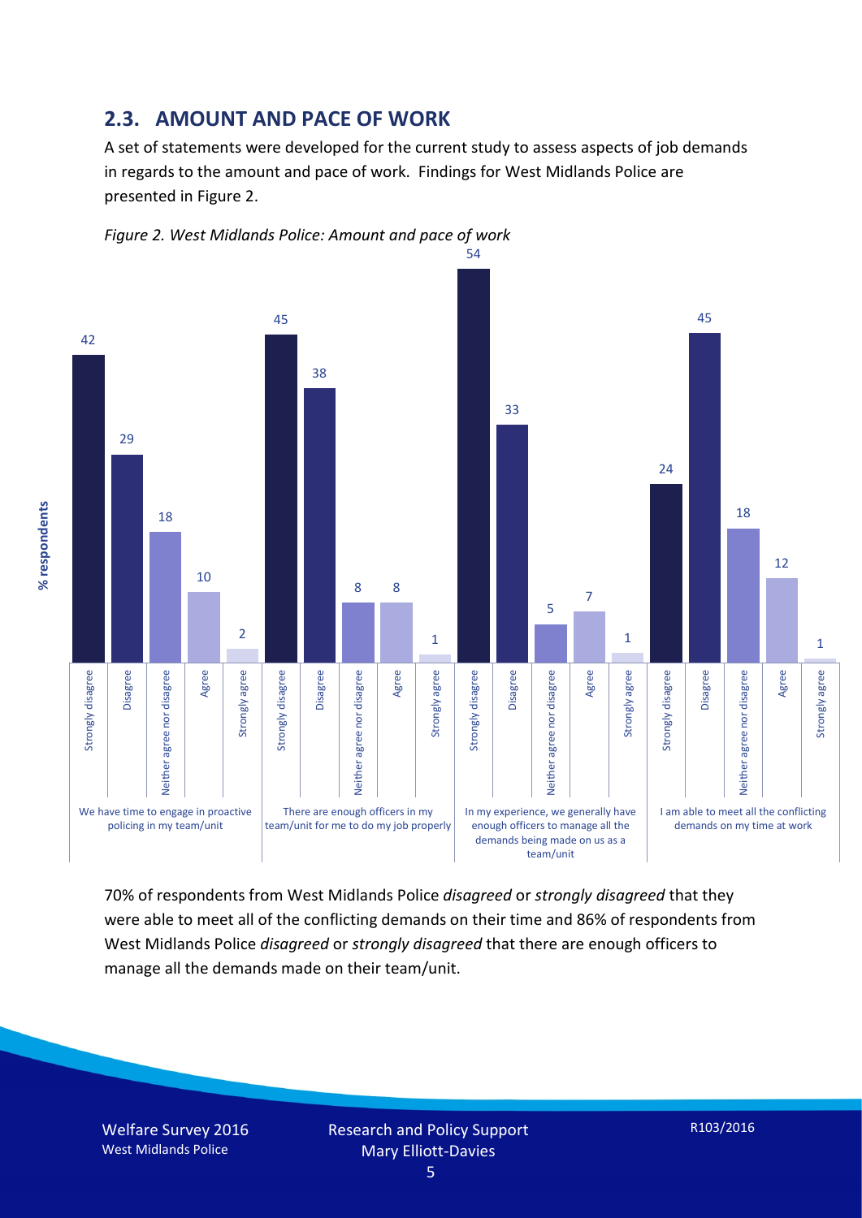## 2.3. AMOUNT AND PACE OF WORK

A set of statements were developed for the current study to assess aspects of job demands in regards to the amount and pace of work. Findings for West Midlands Police are presented in Figure 2.

*Figure 2. West Midlands Police: Amount and pace of work*

| Statement (% respondents) | Strongly disagree | Disagree | Neither agree nor disagree | Agree | Strongly agree |
|---|---|---|---|---|---|
| We have time to engage in proactive policing in my team/unit | 42 | 29 | 18 | 10 | 2 |
| There are enough officers in my team/unit for me to do my job properly | 45 | 38 | 8 | 8 | 1 |
| In my experience, we generally have enough officers to manage all the demands being made on us as a team/unit | 54 | 33 | 5 | 7 | 1 |
| I am able to meet all the conflicting demands on my time at work | 24 | 45 | 18 | 12 | 1 |

70% of respondents from West Midlands Police *disagreed* or *strongly disagreed* that they were able to meet all of the conflicting demands on their time and 86% of respondents from West Midlands Police *disagreed* or *strongly disagreed* that there are enough officers to manage all the demands made on their team/unit.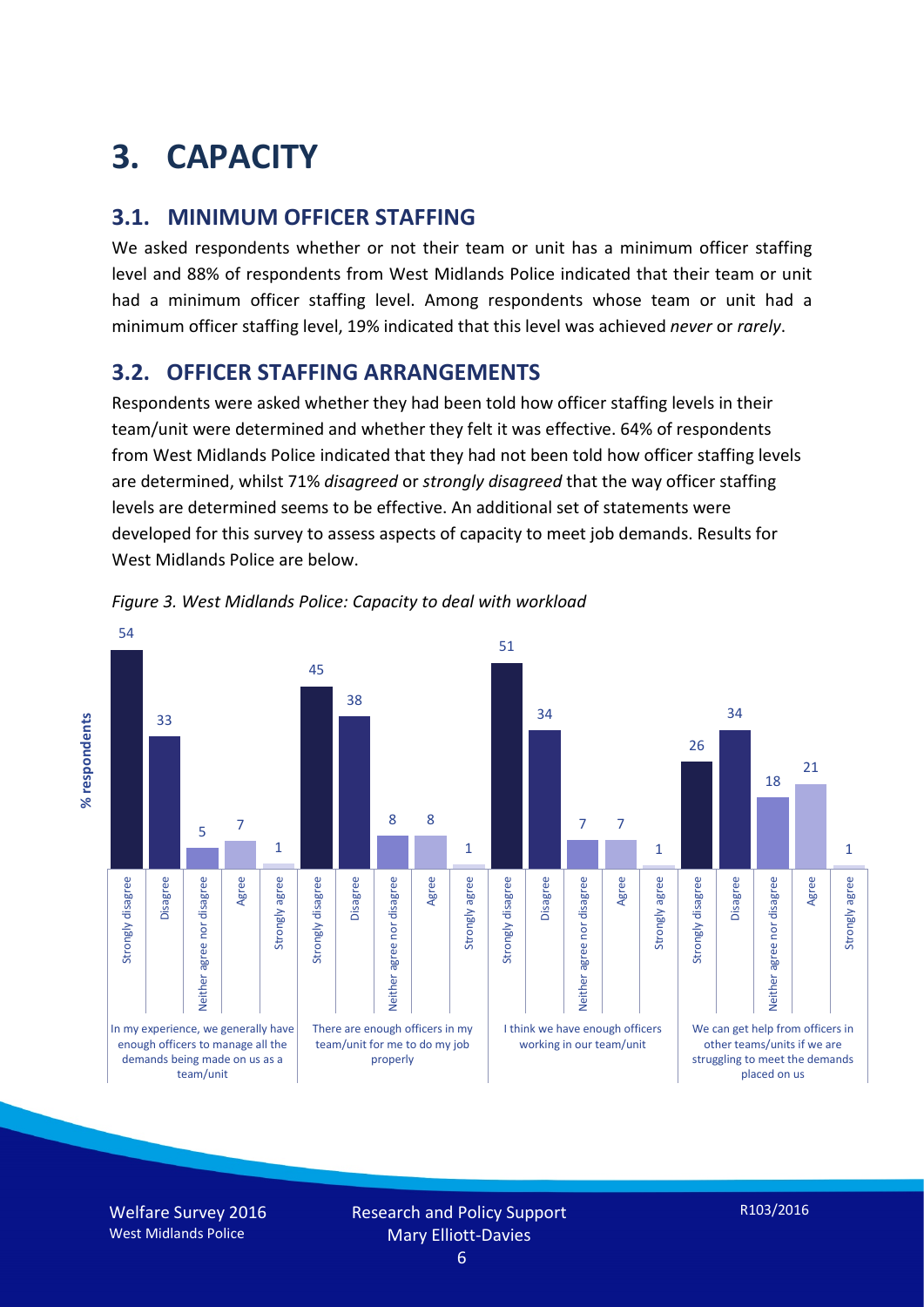# 3. CAPACITY

## 3.1. MINIMUM OFFICER STAFFING

We asked respondents whether or not their team or unit has a minimum officer staffing level and 88% of respondents from West Midlands Police indicated that their team or unit had a minimum officer staffing level. Among respondents whose team or unit had a minimum officer staffing level, 19% indicated that this level was achieved *never* or *rarely*.

## 3.2. OFFICER STAFFING ARRANGEMENTS

Respondents were asked whether they had been told how officer staffing levels in their team/unit were determined and whether they felt it was effective. 64% of respondents from West Midlands Police indicated that they had not been told how officer staffing levels are determined, whilst 71% *disagreed* or *strongly disagreed* that the way officer staffing levels are determined seems to be effective. An additional set of statements were developed for this survey to assess aspects of capacity to meet job demands. Results for West Midlands Police are below.

*Figure 3. West Midlands Police: Capacity to deal with workload*

| % respondents | Strongly disagree | Disagree | Neither agree nor disagree | Agree | Strongly agree |
|---|---|---|---|---|---|
| In my experience, we generally have enough officers to manage all the demands being made on us as a team/unit | 54 | 33 | 5 | 7 | 1 |
| There are enough officers in my team/unit for me to do my job properly | 45 | 38 | 8 | 8 | 1 |
| I think we have enough officers working in our team/unit | 51 | 34 | 7 | 7 | 1 |
| We can get help from officers in other teams/units if we are struggling to meet the demands placed on us | 26 | 34 | 18 | 21 | 1 |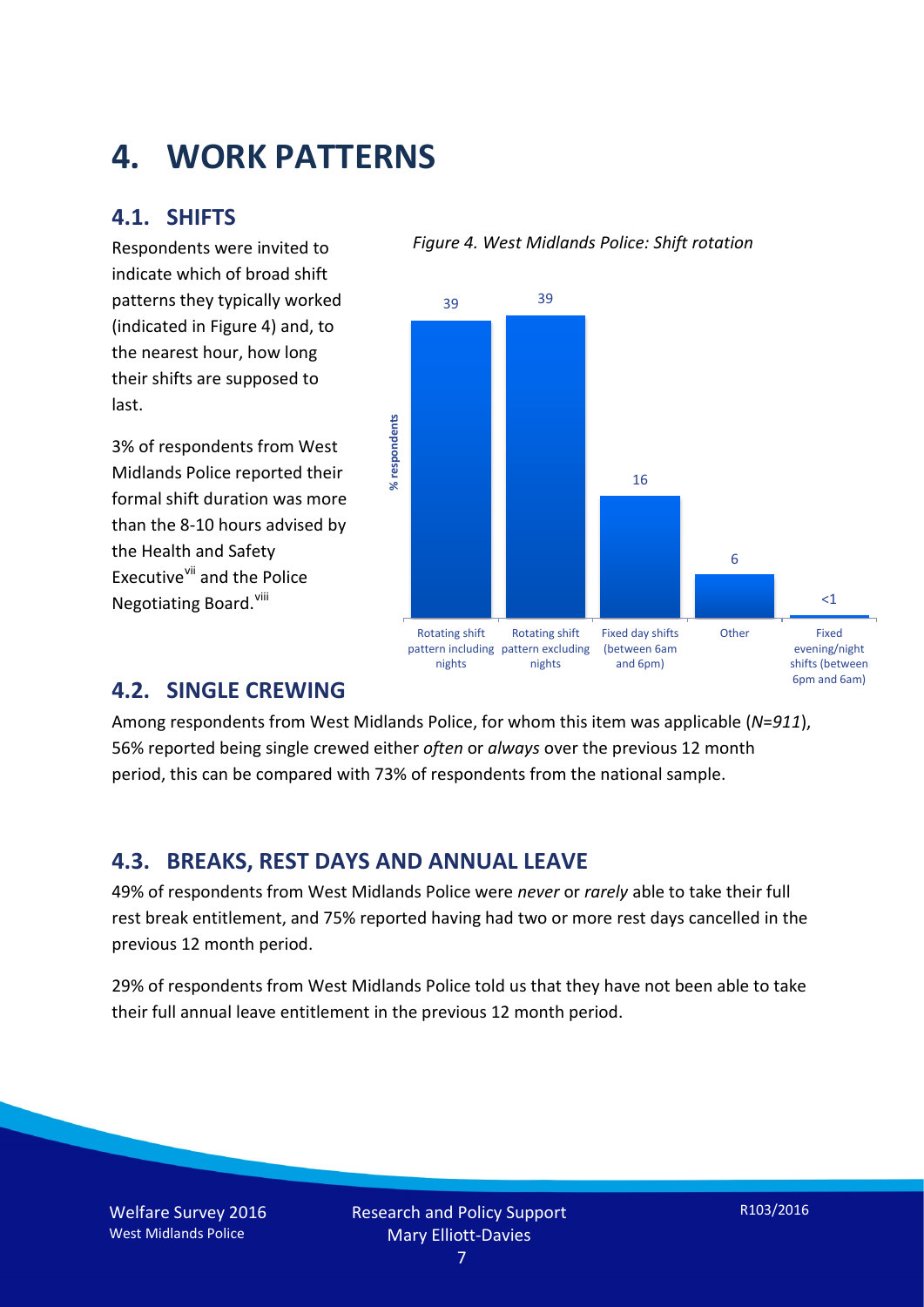# 4. WORK PATTERNS

## 4.1. SHIFTS

Respondents were invited to indicate which of broad shift patterns they typically worked (indicated in Figure 4) and, to the nearest hour, how long their shifts are supposed to last.

3% of respondents from West Midlands Police reported their formal shift duration was more than the 8-10 hours advised by the Health and Safety Executive[vii] and the Police Negotiating Board.[viii]

*Figure 4. West Midlands Police: Shift rotation*

| Shift pattern | % respondents |
|---|---|
| Rotating shift pattern including nights | 39 |
| Rotating shift pattern excluding nights | 39 |
| Fixed day shifts (between 6am and 6pm) | 16 |
| Other | 6 |
| Fixed evening/night shifts (between 6pm and 6am) | <1 |

## 4.2. SINGLE CREWING

Among respondents from West Midlands Police, for whom this item was applicable (*N=911*), 56% reported being single crewed either *often* or *always* over the previous 12 month period, this can be compared with 73% of respondents from the national sample.

## 4.3. BREAKS, REST DAYS AND ANNUAL LEAVE

49% of respondents from West Midlands Police were *never* or *rarely* able to take their full rest break entitlement, and 75% reported having had two or more rest days cancelled in the previous 12 month period.

29% of respondents from West Midlands Police told us that they have not been able to take their full annual leave entitlement in the previous 12 month period.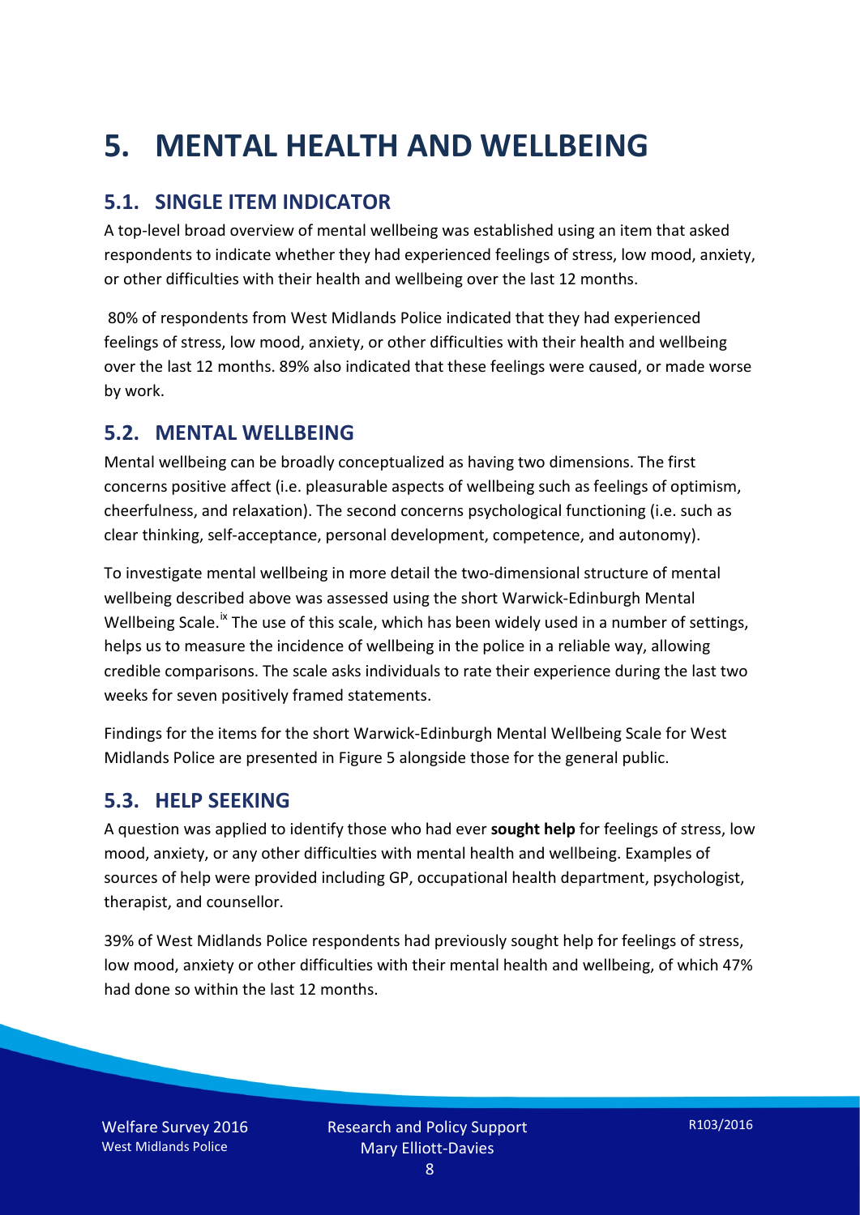# 5. MENTAL HEALTH AND WELLBEING

## 5.1. SINGLE ITEM INDICATOR

A top-level broad overview of mental wellbeing was established using an item that asked respondents to indicate whether they had experienced feelings of stress, low mood, anxiety, or other difficulties with their health and wellbeing over the last 12 months.

80% of respondents from West Midlands Police indicated that they had experienced feelings of stress, low mood, anxiety, or other difficulties with their health and wellbeing over the last 12 months. 89% also indicated that these feelings were caused, or made worse by work.

## 5.2. MENTAL WELLBEING

Mental wellbeing can be broadly conceptualized as having two dimensions. The first concerns positive affect (i.e. pleasurable aspects of wellbeing such as feelings of optimism, cheerfulness, and relaxation). The second concerns psychological functioning (i.e. such as clear thinking, self-acceptance, personal development, competence, and autonomy).

To investigate mental wellbeing in more detail the two-dimensional structure of mental wellbeing described above was assessed using the short Warwick-Edinburgh Mental Wellbeing Scale.[ix] The use of this scale, which has been widely used in a number of settings, helps us to measure the incidence of wellbeing in the police in a reliable way, allowing credible comparisons. The scale asks individuals to rate their experience during the last two weeks for seven positively framed statements.

Findings for the items for the short Warwick-Edinburgh Mental Wellbeing Scale for West Midlands Police are presented in Figure 5 alongside those for the general public.

## 5.3. HELP SEEKING

A question was applied to identify those who had ever **sought help** for feelings of stress, low mood, anxiety, or any other difficulties with mental health and wellbeing. Examples of sources of help were provided including GP, occupational health department, psychologist, therapist, and counsellor.

39% of West Midlands Police respondents had previously sought help for feelings of stress, low mood, anxiety or other difficulties with their mental health and wellbeing, of which 47% had done so within the last 12 months.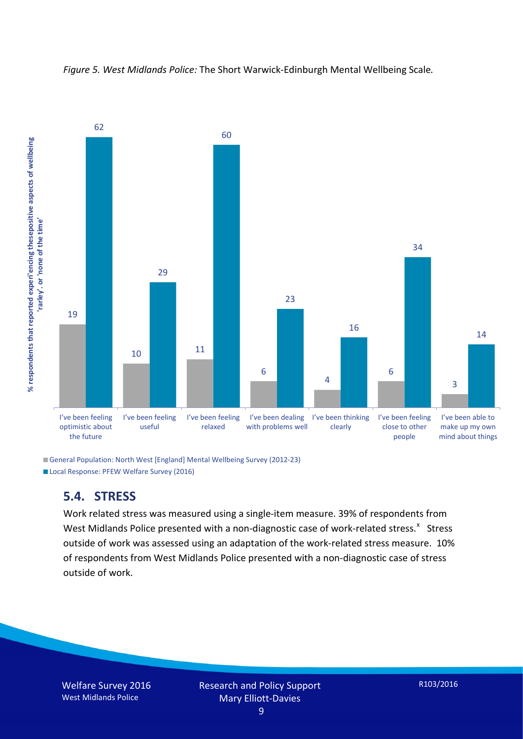*Figure 5. West Midlands Police:* The Short Warwick-Edinburgh Mental Wellbeing Scale*.*

| | General Population: North West [England] Mental Wellbeing Survey (2012-23) | Local Response: PFEW Welfare Survey (2016) |
|---|---|---|
| I've been feeling optimistic about the future | 19 | 62 |
| I've been feeling useful | 10 | 29 |
| I've been feeling relaxed | 11 | 60 |
| I've been dealing with problems well | 6 | 23 |
| I've been thinking clearly | 4 | 16 |
| I've been feeling close to other people | 6 | 34 |
| I've been able to make up my own mind about things | 3 | 14 |

% respondents that reported experi'encing thesepositive aspects of wellbeing 'rarley'. or 'none of the time'

## 5.4. STRESS

Work related stress was measured using a single-item measure. 39% of respondents from West Midlands Police presented with a non-diagnostic case of work-related stress.[x] Stress outside of work was assessed using an adaptation of the work-related stress measure. 10% of respondents from West Midlands Police presented with a non-diagnostic case of stress outside of work.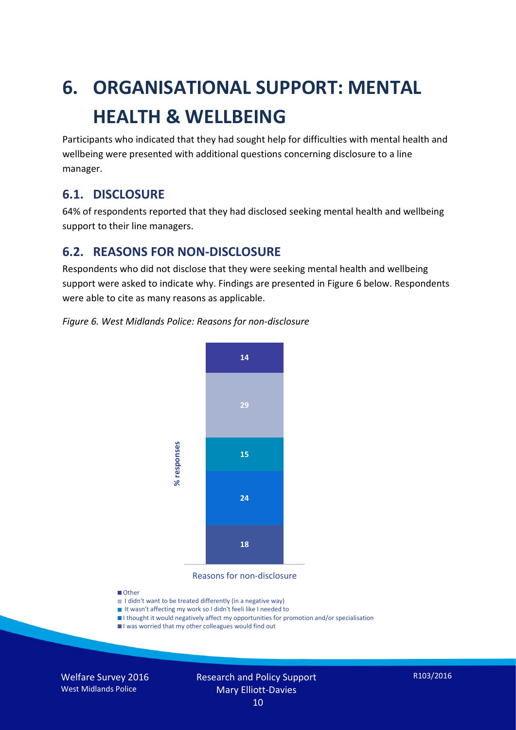# 6. ORGANISATIONAL SUPPORT: MENTAL HEALTH & WELLBEING

Participants who indicated that they had sought help for difficulties with mental health and wellbeing were presented with additional questions concerning disclosure to a line manager.

## 6.1. DISCLOSURE

64% of respondents reported that they had disclosed seeking mental health and wellbeing support to their line managers.

## 6.2. REASONS FOR NON-DISCLOSURE

Respondents who did not disclose that they were seeking mental health and wellbeing support were asked to indicate why. Findings are presented in Figure 6 below. Respondents were able to cite as many reasons as applicable.

*Figure 6. West Midlands Police: Reasons for non-disclosure*

| Reasons for non-disclosure | % responses |
|---|---|
| Other | 14 |
| I didn't want to be treated differently (in a negative way) | 29 |
| It wasn't affecting my work so I didn't feeli like I needed to | 15 |
| I thought it would negatively affect my opportunities for promotion and/or specialisation | 24 |
| I was worried that my other colleagues would find out | 18 |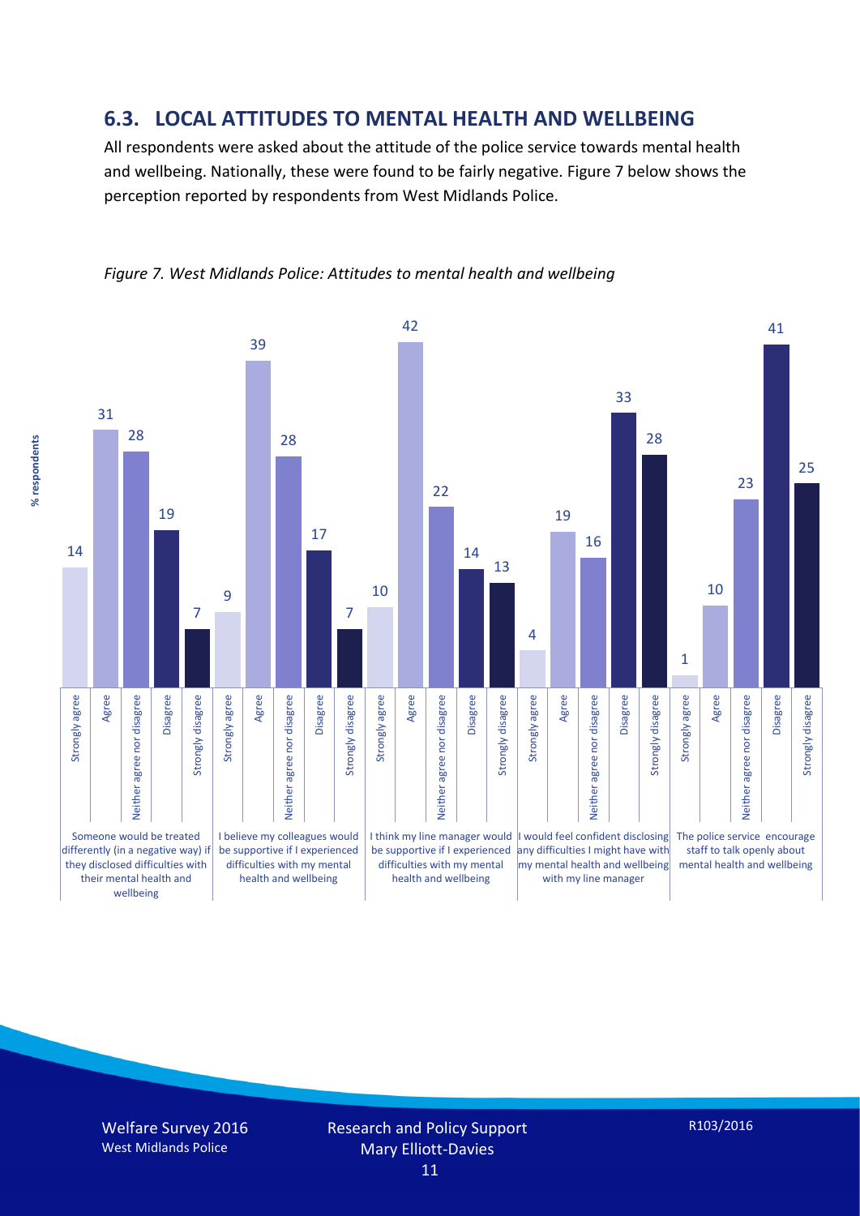## 6.3. LOCAL ATTITUDES TO MENTAL HEALTH AND WELLBEING

All respondents were asked about the attitude of the police service towards mental health and wellbeing. Nationally, these were found to be fairly negative. Figure 7 below shows the perception reported by respondents from West Midlands Police.

*Figure 7. West Midlands Police: Attitudes to mental health and wellbeing*

| % respondents | Strongly agree | Agree | Neither agree nor disagree | Disagree | Strongly disagree |
|---|---|---|---|---|---|
| Someone would be treated differently (in a negative way) if they disclosed difficulties with their mental health and wellbeing | 14 | 31 | 28 | 19 | 7 |
| I believe my colleagues would be supportive if I experienced difficulties with my mental health and wellbeing | 9 | 39 | 28 | 17 | 7 |
| I think my line manager would be supportive if I experienced difficulties with my mental health and wellbeing | 10 | 42 | 22 | 14 | 13 |
| I would feel confident disclosing any difficulties I might have with my mental health and wellbeing with my line manager | 4 | 19 | 16 | 33 | 28 |
| The police service encourage staff to talk openly about mental health and wellbeing | 1 | 10 | 23 | 41 | 25 |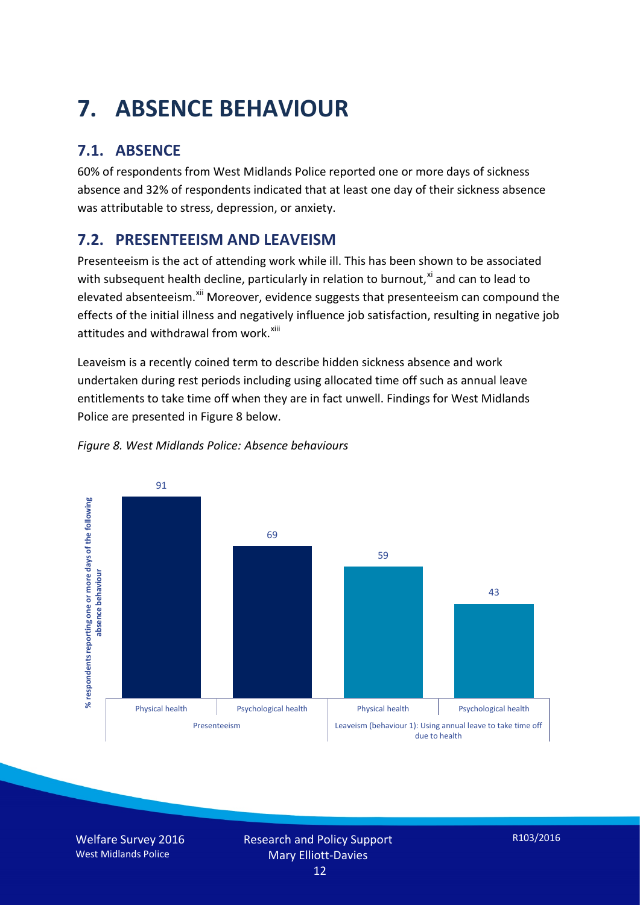# 7. ABSENCE BEHAVIOUR

## 7.1. ABSENCE

60% of respondents from West Midlands Police reported one or more days of sickness absence and 32% of respondents indicated that at least one day of their sickness absence was attributable to stress, depression, or anxiety.

## 7.2. PRESENTEEISM AND LEAVEISM

Presenteeism is the act of attending work while ill. This has been shown to be associated with subsequent health decline, particularly in relation to burnout,[xi] and can to lead to elevated absenteeism.[xii] Moreover, evidence suggests that presenteeism can compound the effects of the initial illness and negatively influence job satisfaction, resulting in negative job attitudes and withdrawal from work.[xiii]

Leaveism is a recently coined term to describe hidden sickness absence and work undertaken during rest periods including using allocated time off such as annual leave entitlements to take time off when they are in fact unwell. Findings for West Midlands Police are presented in Figure 8 below.

*Figure 8. West Midlands Police: Absence behaviours*

| | Presenteeism | | Leaveism (behaviour 1): Using annual leave to take time off due to health | |
|---|---|---|---|---|
| | Physical health | Psychological health | Physical health | Psychological health |
| % respondents reporting one or more days of the following absence behaviour | 91 | 69 | 59 | 43 |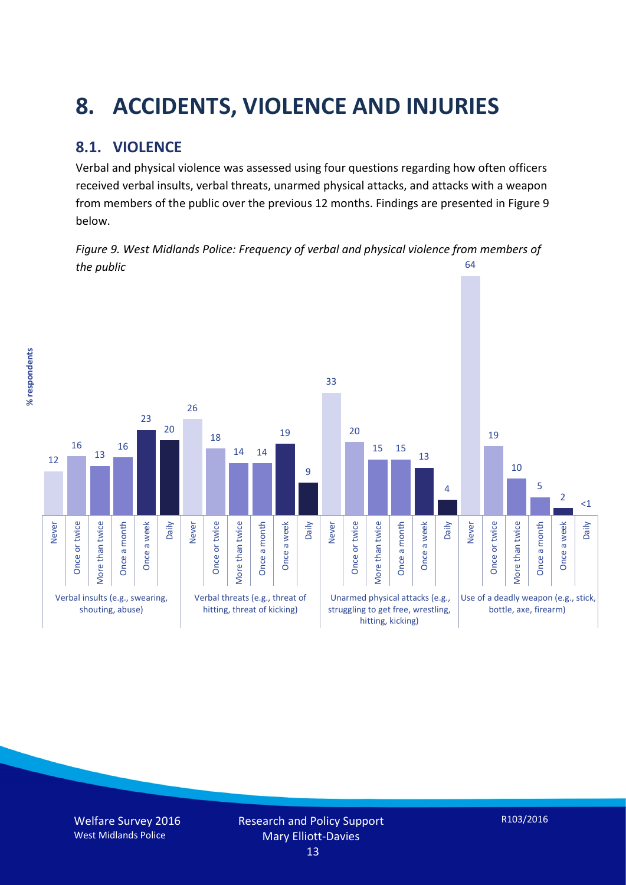# 8. ACCIDENTS, VIOLENCE AND INJURIES

## 8.1. VIOLENCE

Verbal and physical violence was assessed using four questions regarding how often officers received verbal insults, verbal threats, unarmed physical attacks, and attacks with a weapon from members of the public over the previous 12 months. Findings are presented in Figure 9 below.

*Figure 9. West Midlands Police: Frequency of verbal and physical violence from members of the public*

| % respondents | Never | Once or twice | More than twice | Once a month | Once a week | Daily |
|---|---|---|---|---|---|---|
| Verbal insults (e.g., swearing, shouting, abuse) | 12 | 16 | 13 | 16 | 23 | 20 |
| Verbal threats (e.g., threat of hitting, threat of kicking) | 26 | 18 | 14 | 14 | 19 | 9 |
| Unarmed physical attacks (e.g., struggling to get free, wrestling, hitting, kicking) | 33 | 20 | 15 | 15 | 13 | 4 |
| Use of a deadly weapon (e.g., stick, bottle, axe, firearm) | 64 | 19 | 10 | 5 | 2 | <1 |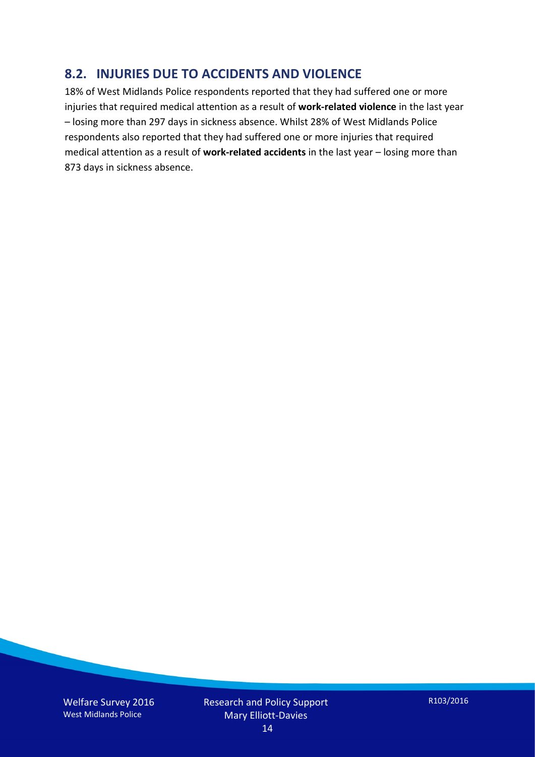## 8.2. INJURIES DUE TO ACCIDENTS AND VIOLENCE

18% of West Midlands Police respondents reported that they had suffered one or more injuries that required medical attention as a result of **work-related violence** in the last year – losing more than 297 days in sickness absence. Whilst 28% of West Midlands Police respondents also reported that they had suffered one or more injuries that required medical attention as a result of **work-related accidents** in the last year – losing more than 873 days in sickness absence.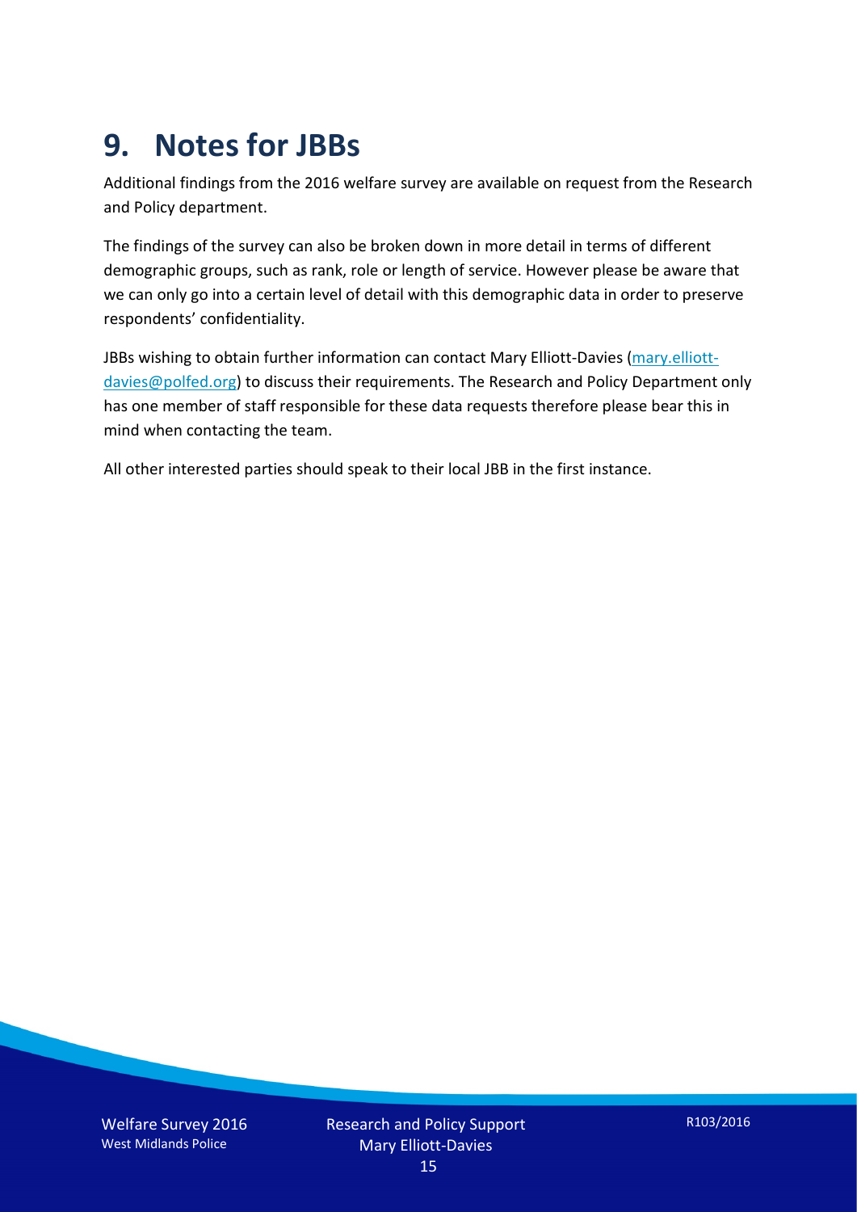# 9. Notes for JBBs

Additional findings from the 2016 welfare survey are available on request from the Research and Policy department.

The findings of the survey can also be broken down in more detail in terms of different demographic groups, such as rank, role or length of service. However please be aware that we can only go into a certain level of detail with this demographic data in order to preserve respondents' confidentiality.

JBBs wishing to obtain further information can contact Mary Elliott-Davies (mary.elliott-davies@polfed.org) to discuss their requirements. The Research and Policy Department only has one member of staff responsible for these data requests therefore please bear this in mind when contacting the team.

All other interested parties should speak to their local JBB in the first instance.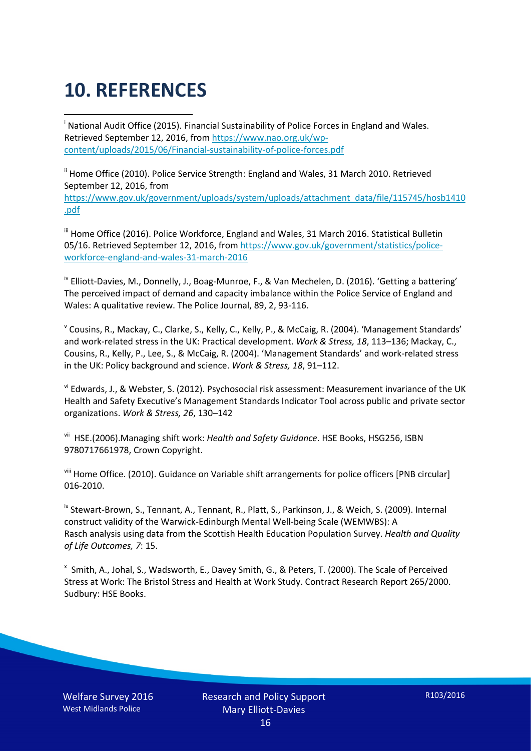# 10. REFERENCES

[i] National Audit Office (2015). Financial Sustainability of Police Forces in England and Wales. Retrieved September 12, 2016, from https://www.nao.org.uk/wp-content/uploads/2015/06/Financial-sustainability-of-police-forces.pdf

[ii] Home Office (2010). Police Service Strength: England and Wales, 31 March 2010. Retrieved September 12, 2016, from https://www.gov.uk/government/uploads/system/uploads/attachment_data/file/115745/hosb1410.pdf

[iii] Home Office (2016). Police Workforce, England and Wales, 31 March 2016. Statistical Bulletin 05/16. Retrieved September 12, 2016, from https://www.gov.uk/government/statistics/police-workforce-england-and-wales-31-march-2016

[iv] Elliott-Davies, M., Donnelly, J., Boag-Munroe, F., & Van Mechelen, D. (2016). 'Getting a battering' The perceived impact of demand and capacity imbalance within the Police Service of England and Wales: A qualitative review. The Police Journal, 89, 2, 93-116.

[v] Cousins, R., Mackay, C., Clarke, S., Kelly, C., Kelly, P., & McCaig, R. (2004). 'Management Standards' and work-related stress in the UK: Practical development. *Work & Stress, 18*, 113–136; Mackay, C., Cousins, R., Kelly, P., Lee, S., & McCaig, R. (2004). 'Management Standards' and work-related stress in the UK: Policy background and science. *Work & Stress, 18*, 91–112.

[vi] Edwards, J., & Webster, S. (2012). Psychosocial risk assessment: Measurement invariance of the UK Health and Safety Executive's Management Standards Indicator Tool across public and private sector organizations. *Work & Stress, 26*, 130–142

[vii] HSE.(2006).Managing shift work: *Health and Safety Guidance*. HSE Books, HSG256, ISBN 9780717661978, Crown Copyright.

[viii] Home Office. (2010). Guidance on Variable shift arrangements for police officers [PNB circular] 016-2010.

[ix] Stewart-Brown, S., Tennant, A., Tennant, R., Platt, S., Parkinson, J., & Weich, S. (2009). Internal construct validity of the Warwick-Edinburgh Mental Well-being Scale (WEMWBS): A Rasch analysis using data from the Scottish Health Education Population Survey. *Health and Quality of Life Outcomes, 7*: 15.

[x] Smith, A., Johal, S., Wadsworth, E., Davey Smith, G., & Peters, T. (2000). The Scale of Perceived Stress at Work: The Bristol Stress and Health at Work Study. Contract Research Report 265/2000. Sudbury: HSE Books.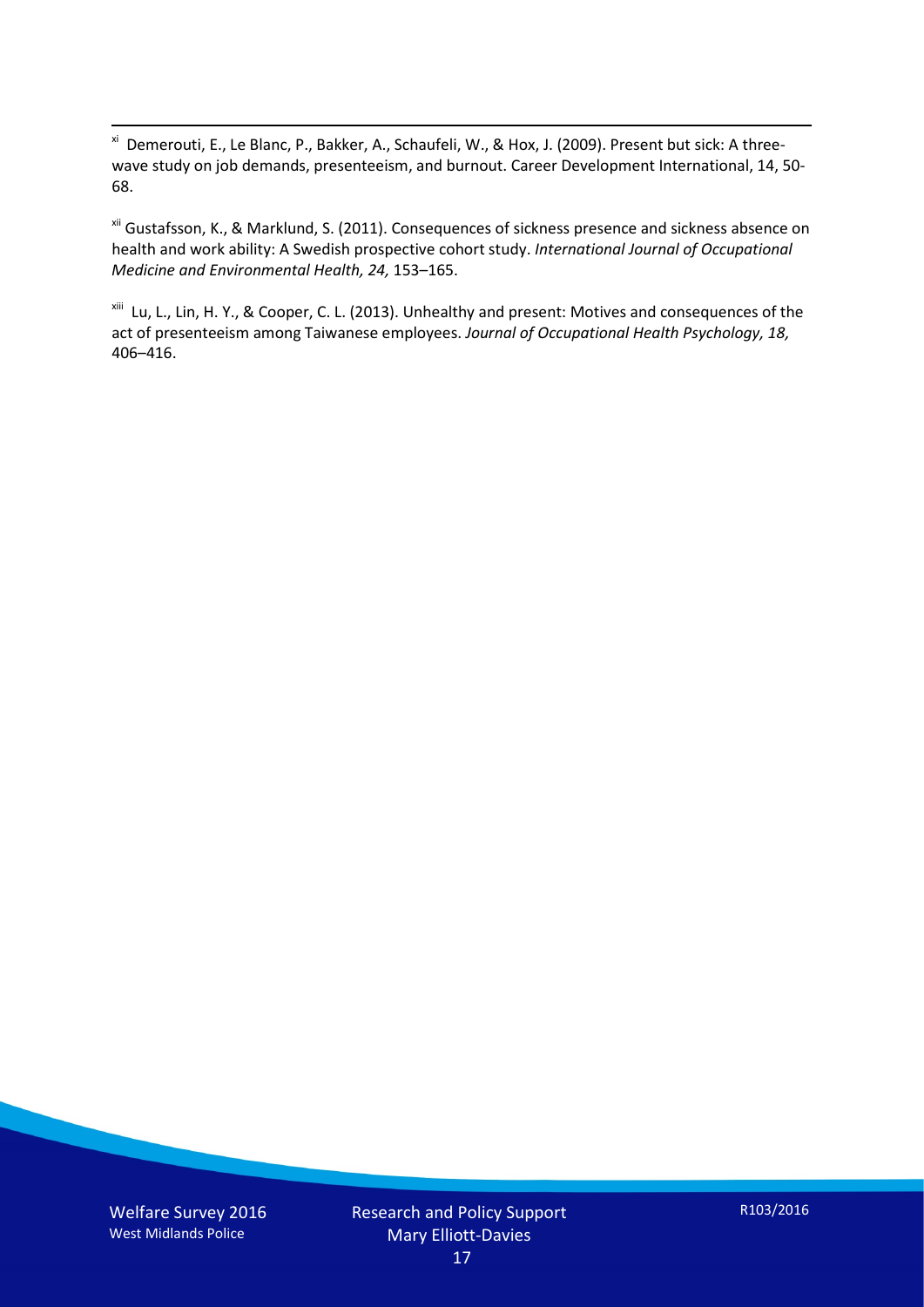[xi] Demerouti, E., Le Blanc, P., Bakker, A., Schaufeli, W., & Hox, J. (2009). Present but sick: A three-wave study on job demands, presenteeism, and burnout. Career Development International, 14, 50-68.

[xii] Gustafsson, K., & Marklund, S. (2011). Consequences of sickness presence and sickness absence on health and work ability: A Swedish prospective cohort study. *International Journal of Occupational Medicine and Environmental Health, 24,* 153–165.

[xiii] Lu, L., Lin, H. Y., & Cooper, C. L. (2013). Unhealthy and present: Motives and consequences of the act of presenteeism among Taiwanese employees. *Journal of Occupational Health Psychology, 18,* 406–416.